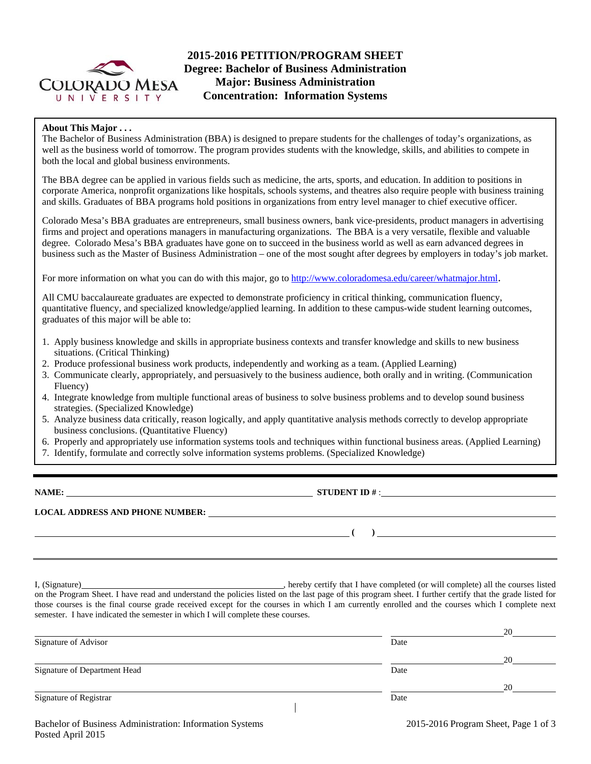# 2015-2016 PETITION/PROGRAM SHEET
## Degree: Bachelor of Business Administration
## Major: Business Administration
## Concentration: Information Systems

**About This Major . . .**

The Bachelor of Business Administration (BBA) is designed to prepare students for the challenges of today's organizations, as well as the business world of tomorrow. The program provides students with the knowledge, skills, and abilities to compete in both the local and global business environments.

The BBA degree can be applied in various fields such as medicine, the arts, sports, and education. In addition to positions in corporate America, nonprofit organizations like hospitals, schools systems, and theatres also require people with business training and skills. Graduates of BBA programs hold positions in organizations from entry level manager to chief executive officer.

Colorado Mesa's BBA graduates are entrepreneurs, small business owners, bank vice-presidents, product managers in advertising firms and project and operations managers in manufacturing organizations. The BBA is a very versatile, flexible and valuable degree. Colorado Mesa's BBA graduates have gone on to succeed in the business world as well as earn advanced degrees in business such as the Master of Business Administration – one of the most sought after degrees by employers in today's job market.

For more information on what you can do with this major, go to http://www.coloradomesa.edu/career/whatmajor.html.

All CMU baccalaureate graduates are expected to demonstrate proficiency in critical thinking, communication fluency, quantitative fluency, and specialized knowledge/applied learning. In addition to these campus-wide student learning outcomes, graduates of this major will be able to:

1. Apply business knowledge and skills in appropriate business contexts and transfer knowledge and skills to new business situations. (Critical Thinking)
2. Produce professional business work products, independently and working as a team. (Applied Learning)
3. Communicate clearly, appropriately, and persuasively to the business audience, both orally and in writing. (Communication Fluency)
4. Integrate knowledge from multiple functional areas of business to solve business problems and to develop sound business strategies. (Specialized Knowledge)
5. Analyze business data critically, reason logically, and apply quantitative analysis methods correctly to develop appropriate business conclusions. (Quantitative Fluency)
6. Properly and appropriately use information systems tools and techniques within functional business areas. (Applied Learning)
7. Identify, formulate and correctly solve information systems problems. (Specialized Knowledge)

**NAME:** ______________________________ **STUDENT ID #**: ______________________________

**LOCAL ADDRESS AND PHONE NUMBER:** ______________________________

______________________________ **( )** ______________________________

I, (Signature)______________________________, hereby certify that I have completed (or will complete) all the courses listed on the Program Sheet. I have read and understand the policies listed on the last page of this program sheet. I further certify that the grade listed for those courses is the final course grade received except for the courses in which I am currently enrolled and the courses which I complete next semester. I have indicated the semester in which I will complete these courses.

______________________________ ______________ 20______
Signature of Advisor Date

______________________________ ______________ 20______
Signature of Department Head Date

______________________________ ______________ 20______
Signature of Registrar Date

Bachelor of Business Administration: Information Systems
Posted April 2015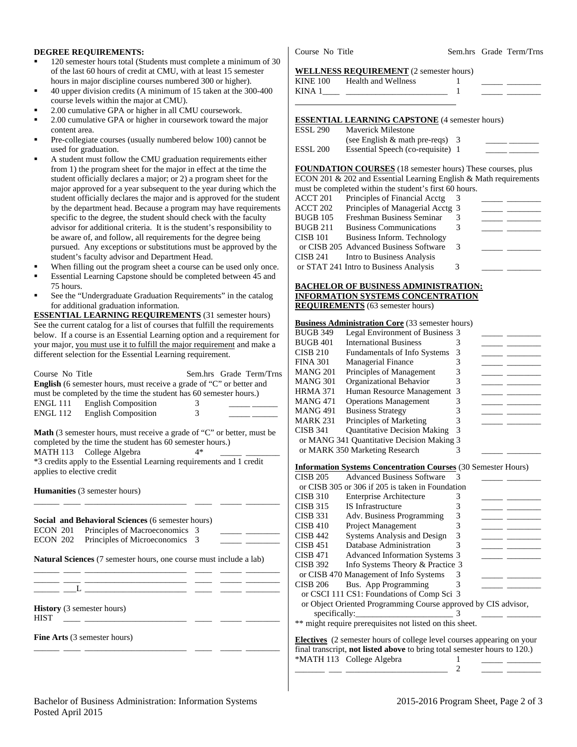**DEGREE REQUIREMENTS:**

- 120 semester hours total (Students must complete a minimum of 30 of the last 60 hours of credit at CMU, with at least 15 semester hours in major discipline courses numbered 300 or higher).
- 40 upper division credits (A minimum of 15 taken at the 300-400 course levels within the major at CMU).
- 2.00 cumulative GPA or higher in all CMU coursework.
- 2.00 cumulative GPA or higher in coursework toward the major content area.
- Pre-collegiate courses (usually numbered below 100) cannot be used for graduation.
- A student must follow the CMU graduation requirements either from 1) the program sheet for the major in effect at the time the student officially declares a major; or 2) a program sheet for the major approved for a year subsequent to the year during which the student officially declares the major and is approved for the student by the department head. Because a program may have requirements specific to the degree, the student should check with the faculty advisor for additional criteria. It is the student's responsibility to be aware of, and follow, all requirements for the degree being pursued. Any exceptions or substitutions must be approved by the student's faculty advisor and Department Head.
- When filling out the program sheet a course can be used only once.
- Essential Learning Capstone should be completed between 45 and 75 hours.
- See the "Undergraduate Graduation Requirements" in the catalog for additional graduation information.

**ESSENTIAL LEARNING REQUIREMENTS** (31 semester hours) See the current catalog for a list of courses that fulfill the requirements below. If a course is an Essential Learning option and a requirement for your major, you must use it to fulfill the major requirement and make a different selection for the Essential Learning requirement.

| Course No | Title | Sem.hrs | Grade | Term/Trns |
|---|---|---|---|---|
| **English** (6 semester hours, must receive a grade of "C" or better and must be completed by the time the student has 60 semester hours.) | | | | |
| ENGL 111 | English Composition | 3 | _____ | ______ |
| ENGL 112 | English Composition | 3 | _____ | ______ |
| **Math** (3 semester hours, must receive a grade of "C" or better, must be completed by the time the student has 60 semester hours.) | | | | |
| MATH 113 | College Algebra | 4* | _____ | ________ |

*3 credits apply to the Essential Learning requirements and 1 credit applies to elective credit

**Humanities** (3 semester hours)

______ ____ ________________________ ____ _____ ________

**Social and Behavioral Sciences** (6 semester hours)

| | | | | |
|---|---|---|---|---|
| ECON 201 | Principles of Macroeconomics | 3 | _____ | ________ |
| ECON 202 | Principles of Microeconomics | 3 | _____ | ________ |

**Natural Sciences** (7 semester hours, one course must include a lab)

______ ____ ________________________ ____ _____ ________
______ ____ ________________________ ____ _____ ________
______ ___L ________________________ ____ _____ ________

**History** (3 semester hours)

HIST ____ ________________________ ____ _____ ________

**Fine Arts** (3 semester hours)

______ ____ ________________________ ____ _____ ________

| Course No | Title | Sem.hrs | Grade | Term/Trns |
|---|---|---|---|---|
| **WELLNESS REQUIREMENT** (2 semester hours) | | | | |
| KINE 100 | Health and Wellness | 1 | _____ | ________ |
| KINA 1____ | ________________________ | 1 | _____ | ________ |

**ESSENTIAL LEARNING CAPSTONE** (4 semester hours)

| | | | | |
|---|---|---|---|---|
| ESSL 290 | Maverick Milestone (see English & math pre-reqs) | 3 | _____ | _______ |
| ESSL 200 | Essential Speech (co-requisite) | 1 | _____ | _______ |

**FOUNDATION COURSES** (18 semester hours) These courses, plus ECON 201 & 202 and Essential Learning English & Math requirements must be completed within the student's first 60 hours.

| | | | | |
|---|---|---|---|---|
| ACCT 201 | Principles of Financial Acctg | 3 | _____ | ________ |
| ACCT 202 | Principles of Managerial Acctg | 3 | _____ | ________ |
| BUGB 105 | Freshman Business Seminar | 3 | _____ | ________ |
| BUGB 211 | Business Communications | 3 | _____ | ________ |
| CISB 101 | Business Inform. Technology | | | |
| or CISB 205 | Advanced Business Software | 3 | _____ | ________ |
| CISB 241 | Intro to Business Analysis | | | |
| or STAT 241 | Intro to Business Analysis | 3 | _____ | ________ |

**BACHELOR OF BUSINESS ADMINISTRATION: INFORMATION SYSTEMS CONCENTRATION REQUIREMENTS** (63 semester hours)

**Business Administration Core** (33 semester hours)

| | | | | |
|---|---|---|---|---|
| BUGB 349 | Legal Environment of Business | 3 | _____ | ________ |
| BUGB 401 | International Business | 3 | _____ | ________ |
| CISB 210 | Fundamentals of Info Systems | 3 | _____ | ________ |
| FINA 301 | Managerial Finance | 3 | _____ | ________ |
| MANG 201 | Principles of Management | 3 | _____ | ________ |
| MANG 301 | Organizational Behavior | 3 | _____ | ________ |
| HRMA 371 | Human Resource Management | 3 | _____ | ________ |
| MANG 471 | Operations Management | 3 | _____ | ________ |
| MANG 491 | Business Strategy | 3 | _____ | ________ |
| MARK 231 | Principles of Marketing | 3 | _____ | ________ |
| CISB 341 | Quantitative Decision Making | 3 | | |
| or MANG 341 | Quantitative Decision Making | 3 | | |
| or MARK 350 | Marketing Research | 3 | _____ | ________ |

**Information Systems Concentration Courses** (30 Semester Hours)

| | | | | |
|---|---|---|---|---|
| CISB 205 | Advanced Business Software | 3 | _____ | ________ |
| or CISB 305 or 306 if 205 is taken in Foundation | | | | |
| CISB 310 | Enterprise Architecture | 3 | _____ | ________ |
| CISB 315 | IS Infrastructure | 3 | _____ | ________ |
| CISB 331 | Adv. Business Programming | 3 | _____ | ________ |
| CISB 410 | Project Management | 3 | _____ | ________ |
| CISB 442 | Systems Analysis and Design | 3 | _____ | ________ |
| CISB 451 | Database Administration | 3 | _____ | ________ |
| CISB 471 | Advanced Information Systems | 3 | _____ | ________ |
| CISB 392 | Info Systems Theory & Practice | 3 | | |
| or CISB 470 | Management of Info Systems | 3 | _____ | ________ |
| CISB 206 | Bus. App Programming | 3 | _____ | ________ |
| or CSCI 111 | CS1: Foundations of Comp Sci | 3 | | |
| or Object Oriented Programming Course approved by CIS advisor, specifically:______________________ | | 3 | _____ | ________ |

** might require prerequisites not listed on this sheet.

**Electives** (2 semester hours of college level courses appearing on your final transcript, **not listed above** to bring total semester hours to 120.)

| | | | | |
|---|---|---|---|---|
| *MATH 113 | College Algebra | 1 | _____ | ________ |
| _______ ___ | ________________________ | 2 | _____ | ________ |

Bachelor of Business Administration: Information Systems
Posted April 2015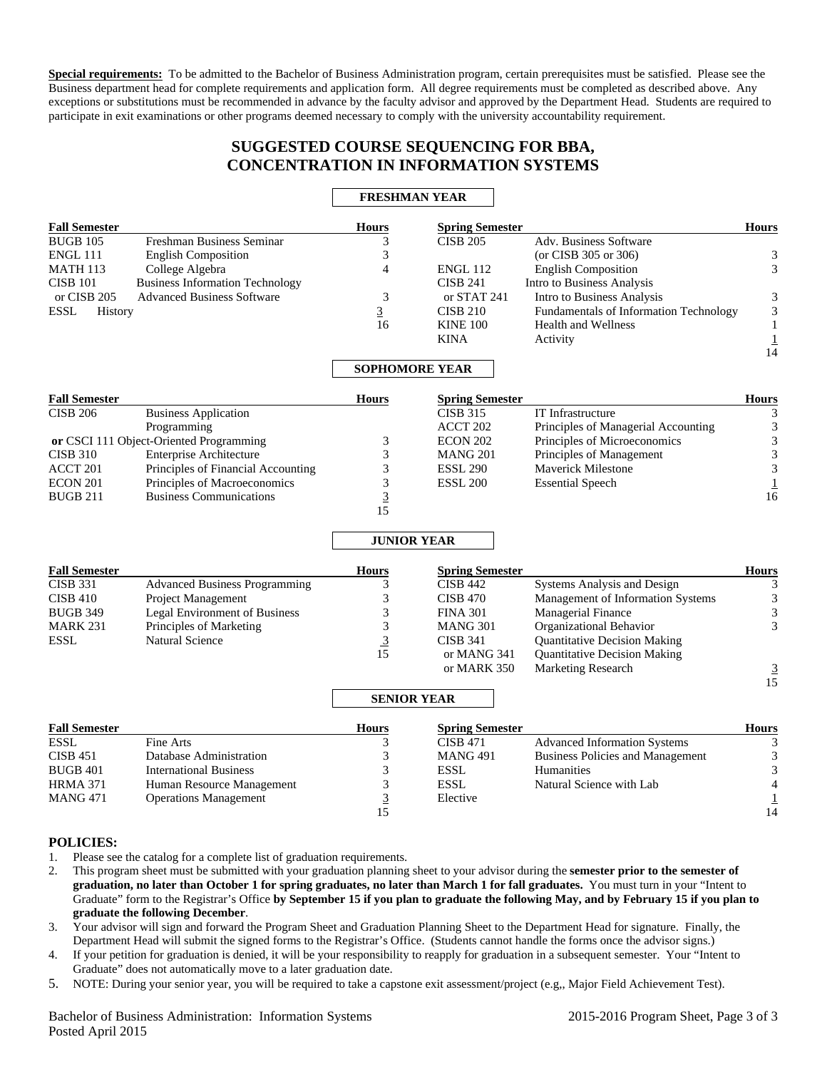**Special requirements:** To be admitted to the Bachelor of Business Administration program, certain prerequisites must be satisfied. Please see the Business department head for complete requirements and application form. All degree requirements must be completed as described above. Any exceptions or substitutions must be recommended in advance by the faculty advisor and approved by the Department Head. Students are required to participate in exit examinations or other programs deemed necessary to comply with the university accountability requirement.

## SUGGESTED COURSE SEQUENCING FOR BBA, CONCENTRATION IN INFORMATION SYSTEMS

### FRESHMAN YEAR

| Fall Semester | | Hours | Spring Semester | | Hours |
|---|---|---|---|---|---|
| BUGB 105 | Freshman Business Seminar | 3 | CISB 205 | Adv. Business Software (or CISB 305 or 306) | 3 |
| ENGL 111 | English Composition | 3 | ENGL 112 | English Composition | 3 |
| MATH 113 | College Algebra | 4 | CISB 241 or STAT 241 | Intro to Business Analysis / Intro to Business Analysis | 3 |
| CISB 101 or CISB 205 | Business Information Technology / Advanced Business Software | 3 | CISB 210 | Fundamentals of Information Technology | 3 |
| ESSL | History | 3 | KINE 100 | Health and Wellness | 1 |
| | | 16 | KINA | Activity | 1 |
| | | | | | 14 |

### SOPHOMORE YEAR

| Fall Semester | | Hours | Spring Semester | | Hours |
|---|---|---|---|---|---|
| CISB 206 or CSCI 111 | Business Application Programming / Object-Oriented Programming | 3 | CISB 315 | IT Infrastructure | 3 |
| CISB 310 | Enterprise Architecture | 3 | ACCT 202 | Principles of Managerial Accounting | 3 |
| ACCT 201 | Principles of Financial Accounting | 3 | ECON 202 | Principles of Microeconomics | 3 |
| ECON 201 | Principles of Macroeconomics | 3 | MANG 201 | Principles of Management | 3 |
| BUGB 211 | Business Communications | 3 | ESSL 290 | Maverick Milestone | 3 |
| | | 15 | ESSL 200 | Essential Speech | 1 |
| | | | | | 16 |

### JUNIOR YEAR

| Fall Semester | | Hours | Spring Semester | | Hours |
|---|---|---|---|---|---|
| CISB 331 | Advanced Business Programming | 3 | CISB 442 | Systems Analysis and Design | 3 |
| CISB 410 | Project Management | 3 | CISB 470 | Management of Information Systems | 3 |
| BUGB 349 | Legal Environment of Business | 3 | FINA 301 | Managerial Finance | 3 |
| MARK 231 | Principles of Marketing | 3 | MANG 301 | Organizational Behavior | 3 |
| ESSL | Natural Science | 3 | CISB 341 or MANG 341 or MARK 350 | Quantitative Decision Making / Quantitative Decision Making / Marketing Research | 3 |
| | | 15 | | | 15 |

### SENIOR YEAR

| Fall Semester | | Hours | Spring Semester | | Hours |
|---|---|---|---|---|---|
| ESSL | Fine Arts | 3 | CISB 471 | Advanced Information Systems | 3 |
| CISB 451 | Database Administration | 3 | MANG 491 | Business Policies and Management | 3 |
| BUGB 401 | International Business | 3 | ESSL | Humanities | 3 |
| HRMA 371 | Human Resource Management | 3 | ESSL | Natural Science with Lab | 4 |
| MANG 471 | Operations Management | 3 | Elective | | 1 |
| | | 15 | | | 14 |

**POLICIES:**

1. Please see the catalog for a complete list of graduation requirements.
2. This program sheet must be submitted with your graduation planning sheet to your advisor during the **semester prior to the semester of graduation, no later than October 1 for spring graduates, no later than March 1 for fall graduates.** You must turn in your "Intent to Graduate" form to the Registrar's Office **by September 15 if you plan to graduate the following May, and by February 15 if you plan to graduate the following December**.
3. Your advisor will sign and forward the Program Sheet and Graduation Planning Sheet to the Department Head for signature. Finally, the Department Head will submit the signed forms to the Registrar's Office. (Students cannot handle the forms once the advisor signs.)
4. If your petition for graduation is denied, it will be your responsibility to reapply for graduation in a subsequent semester. Your "Intent to Graduate" does not automatically move to a later graduation date.
5. NOTE: During your senior year, you will be required to take a capstone exit assessment/project (e.g,, Major Field Achievement Test).

Bachelor of Business Administration: Information Systems
Posted April 2015